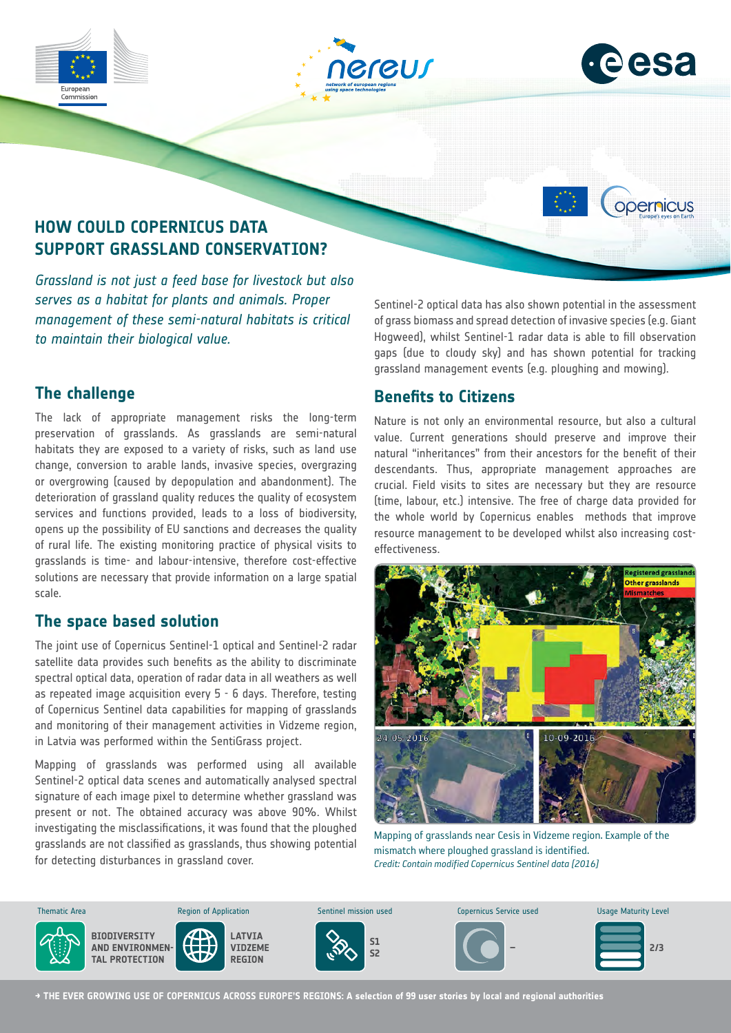# HOW COULD COPERNICUS DATA SUPPORT GRASSLAND CONSERVATION?

*Grassland is not just a feed base for livestock but also serves as a habitat for plants and animals. Proper management of these semi-natural habitats is critical to maintain their biological value.*

## The challenge

The lack of appropriate management risks the long-term preservation of grasslands. As grasslands are semi-natural habitats they are exposed to a variety of risks, such as land use change, conversion to arable lands, invasive species, overgrazing or overgrowing (caused by depopulation and abandonment). The deterioration of grassland quality reduces the quality of ecosystem services and functions provided, leads to a loss of biodiversity, opens up the possibility of EU sanctions and decreases the quality of rural life. The existing monitoring practice of physical visits to grasslands is time- and labour-intensive, therefore cost-effective solutions are necessary that provide information on a large spatial scale.

## The space based solution

The joint use of Copernicus Sentinel-1 optical and Sentinel-2 radar satellite data provides such benefits as the ability to discriminate spectral optical data, operation of radar data in all weathers as well as repeated image acquisition every 5 - 6 days. Therefore, testing of Copernicus Sentinel data capabilities for mapping of grasslands and monitoring of their management activities in Vidzeme region, in Latvia was performed within the SentiGrass project.

Mapping of grasslands was performed using all available Sentinel-2 optical data scenes and automatically analysed spectral signature of each image pixel to determine whether grassland was present or not. The obtained accuracy was above 90%. Whilst investigating the misclassifications, it was found that the ploughed grasslands are not classified as grasslands, thus showing potential for detecting disturbances in grassland cover.

Sentinel-2 optical data has also shown potential in the assessment of grass biomass and spread detection of invasive species (e.g. Giant Hogweed), whilst Sentinel-1 radar data is able to fill observation gaps (due to cloudy sky) and has shown potential for tracking grassland management events (e.g. ploughing and mowing).

## Benefits to Citizens

Nature is not only an environmental resource, but also a cultural value. Current generations should preserve and improve their natural "inheritances" from their ancestors for the benefit of their descendants. Thus, appropriate management approaches are crucial. Field visits to sites are necessary but they are resource (time, labour, etc.) intensive. The free of charge data provided for the whole world by Copernicus enables methods that improve resource management to be developed whilst also increasing cost-effectiveness.

Registered grasslands
Other grasslands
Mismatches
24.05.2016
10-09-2016

Mapping of grasslands near Cesis in Vidzeme region. Example of the mismatch where ploughed grassland is identified.
*Credit: Contain modified Copernicus Sentinel data [2016]*

| Thematic Area | Region of Application | Sentinel mission used | Copernicus Service used | Usage Maturity Level |
|---|---|---|---|---|
| BIODIVERSITY AND ENVIRONMENTAL PROTECTION | LATVIA VIDZEME REGION | S1 S2 | – | 2/3 |

→ THE EVER GROWING USE OF COPERNICUS ACROSS EUROPE'S REGIONS: A selection of 99 user stories by local and regional authorities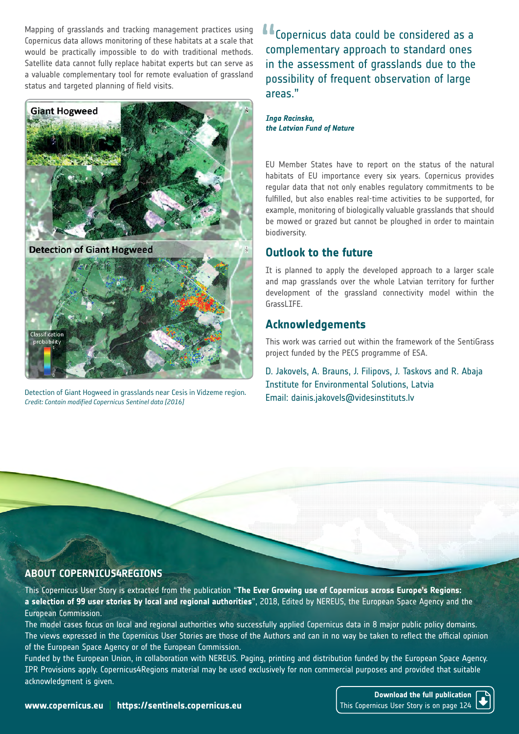Mapping of grasslands and tracking management practices using Copernicus data allows monitoring of these habitats at a scale that would be practically impossible to do with traditional methods. Satellite data cannot fully replace habitat experts but can serve as a valuable complementary tool for remote evaluation of grassland status and targeted planning of field visits.

Giant Hogweed

Detection of Giant Hogweed

Classification probability

1

0

Detection of Giant Hogweed in grasslands near Cesis in Vidzeme region.
*Credit: Contain modified Copernicus Sentinel data [2016]*

> "Copernicus data could be considered as a complementary approach to standard ones in the assessment of grasslands due to the possibility of frequent observation of large areas."
>
> ***Inga Racinska, the Latvian Fund of Nature***

EU Member States have to report on the status of the natural habitats of EU importance every six years. Copernicus provides regular data that not only enables regulatory commitments to be fulfilled, but also enables real-time activities to be supported, for example, monitoring of biologically valuable grasslands that should be mowed or grazed but cannot be ploughed in order to maintain biodiversity.

## Outlook to the future

It is planned to apply the developed approach to a larger scale and map grasslands over the whole Latvian territory for further development of the grassland connectivity model within the GrassLIFE.

## Acknowledgements

This work was carried out within the framework of the SentiGrass project funded by the PECS programme of ESA.

D. Jakovels, A. Brauns, J. Filipovs, J. Taskovs and R. Abaja
Institute for Environmental Solutions, Latvia
Email: dainis.jakovels@videsinstituts.lv

## ABOUT COPERNICUS4REGIONS

This Copernicus User Story is extracted from the publication "**The Ever Growing use of Copernicus across Europe's Regions: a selection of 99 user stories by local and regional authorities**", 2018, Edited by NEREUS, the European Space Agency and the European Commission.
The model cases focus on local and regional authorities who successfully applied Copernicus data in 8 major public policy domains. The views expressed in the Copernicus User Stories are those of the Authors and can in no way be taken to reflect the official opinion of the European Space Agency or of the European Commission.
Funded by the European Union, in collaboration with NEREUS. Paging, printing and distribution funded by the European Space Agency. IPR Provisions apply. Copernicus4Regions material may be used exclusively for non commercial purposes and provided that suitable acknowledgment is given.

**www.copernicus.eu** | **https://sentinels.copernicus.eu**

**Download the full publication**
This Copernicus User Story is on page 124